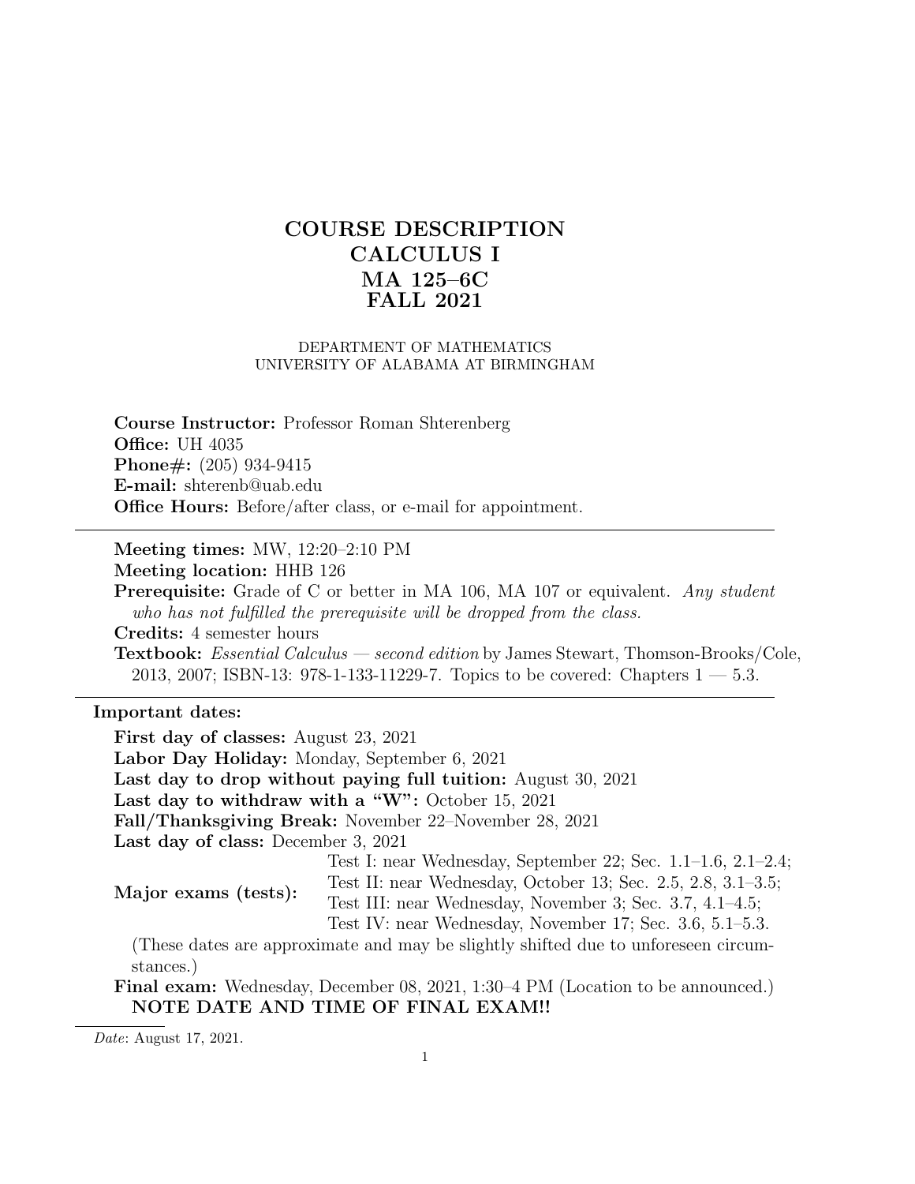# COURSE DESCRIPTION
# CALCULUS I
# MA 125–6C
# FALL 2021

DEPARTMENT OF MATHEMATICS
UNIVERSITY OF ALABAMA AT BIRMINGHAM

**Course Instructor:** Professor Roman Shterenberg
**Office:** UH 4035
**Phone#:** (205) 934-9415
**E-mail:** shterenb@uab.edu
**Office Hours:** Before/after class, or e-mail for appointment.

---

**Meeting times:** MW, 12:20–2:10 PM
**Meeting location:** HHB 126
**Prerequisite:** Grade of C or better in MA 106, MA 107 or equivalent. *Any student who has not fulfilled the prerequisite will be dropped from the class.*
**Credits:** 4 semester hours
**Textbook:** *Essential Calculus — second edition* by James Stewart, Thomson-Brooks/Cole, 2013, 2007; ISBN-13: 978-1-133-11229-7. Topics to be covered: Chapters 1 — 5.3.

---

**Important dates:**

**First day of classes:** August 23, 2021
**Labor Day Holiday:** Monday, September 6, 2021
**Last day to drop without paying full tuition:** August 30, 2021
**Last day to withdraw with a "W":** October 15, 2021
**Fall/Thanksgiving Break:** November 22–November 28, 2021
**Last day of class:** December 3, 2021

**Major exams (tests):**
Test I: near Wednesday, September 22; Sec. 1.1–1.6, 2.1–2.4;
Test II: near Wednesday, October 13; Sec. 2.5, 2.8, 3.1–3.5;
Test III: near Wednesday, November 3; Sec. 3.7, 4.1–4.5;
Test IV: near Wednesday, November 17; Sec. 3.6, 5.1–5.3.

(These dates are approximate and may be slightly shifted due to unforeseen circumstances.)

**Final exam:** Wednesday, December 08, 2021, 1:30–4 PM (Location to be announced.)
**NOTE DATE AND TIME OF FINAL EXAM!!**

*Date*: August 17, 2021.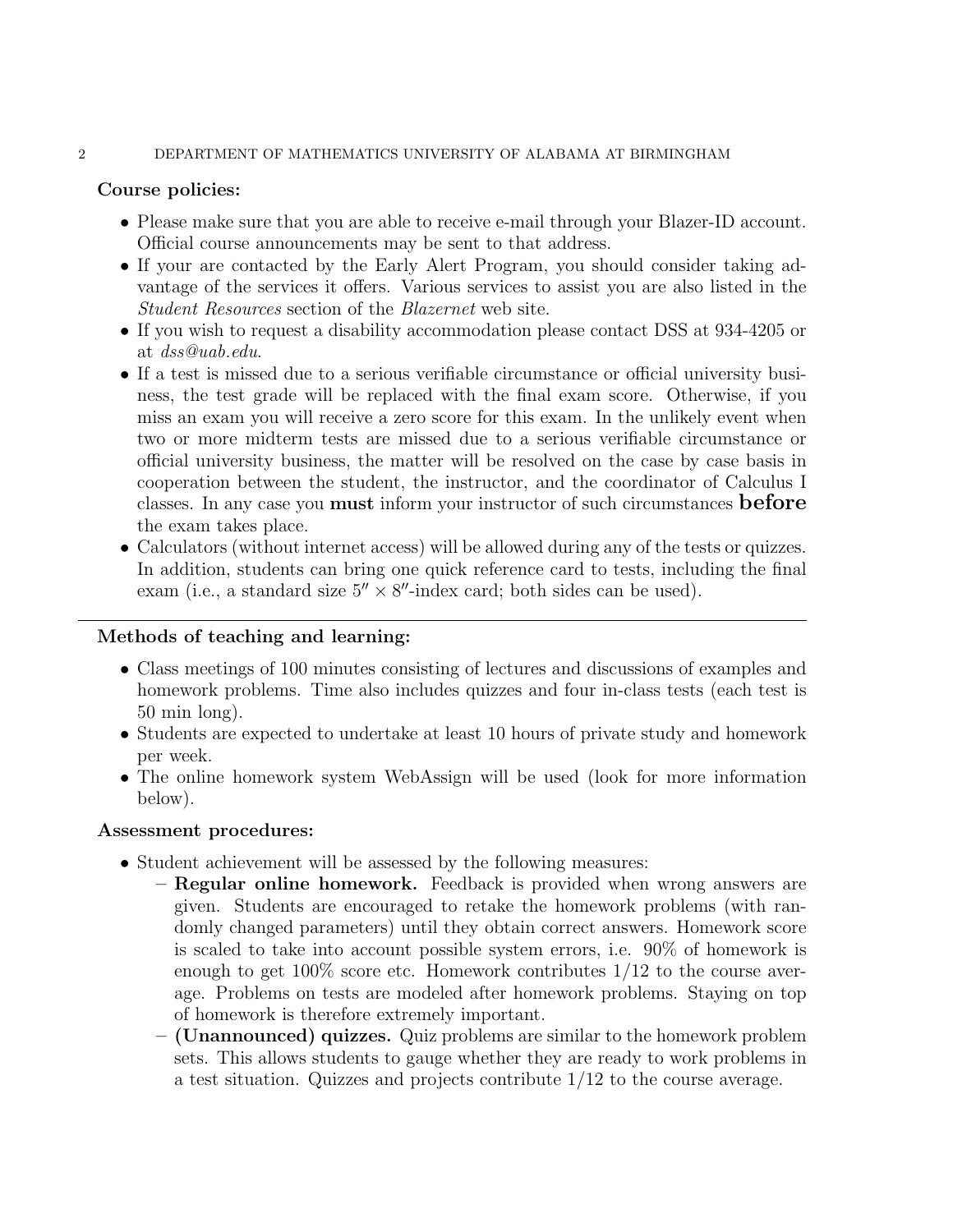**Course policies:**

- Please make sure that you are able to receive e-mail through your Blazer-ID account. Official course announcements may be sent to that address.
- If your are contacted by the Early Alert Program, you should consider taking advantage of the services it offers. Various services to assist you are also listed in the *Student Resources* section of the *Blazernet* web site.
- If you wish to request a disability accommodation please contact DSS at 934-4205 or at *dss@uab.edu*.
- If a test is missed due to a serious verifiable circumstance or official university business, the test grade will be replaced with the final exam score. Otherwise, if you miss an exam you will receive a zero score for this exam. In the unlikely event when two or more midterm tests are missed due to a serious verifiable circumstance or official university business, the matter will be resolved on the case by case basis in cooperation between the student, the instructor, and the coordinator of Calculus I classes. In any case you **must** inform your instructor of such circumstances **before** the exam takes place.
- Calculators (without internet access) will be allowed during any of the tests or quizzes. In addition, students can bring one quick reference card to tests, including the final exam (i.e., a standard size $5'' \times 8''$-index card; both sides can be used).

---

**Methods of teaching and learning:**

- Class meetings of 100 minutes consisting of lectures and discussions of examples and homework problems. Time also includes quizzes and four in-class tests (each test is 50 min long).
- Students are expected to undertake at least 10 hours of private study and homework per week.
- The online homework system WebAssign will be used (look for more information below).

**Assessment procedures:**

- Student achievement will be assessed by the following measures:
  - **Regular online homework.** Feedback is provided when wrong answers are given. Students are encouraged to retake the homework problems (with randomly changed parameters) until they obtain correct answers. Homework score is scaled to take into account possible system errors, i.e. 90% of homework is enough to get 100% score etc. Homework contributes 1/12 to the course average. Problems on tests are modeled after homework problems. Staying on top of homework is therefore extremely important.
  - **(Unannounced) quizzes.** Quiz problems are similar to the homework problem sets. This allows students to gauge whether they are ready to work problems in a test situation. Quizzes and projects contribute 1/12 to the course average.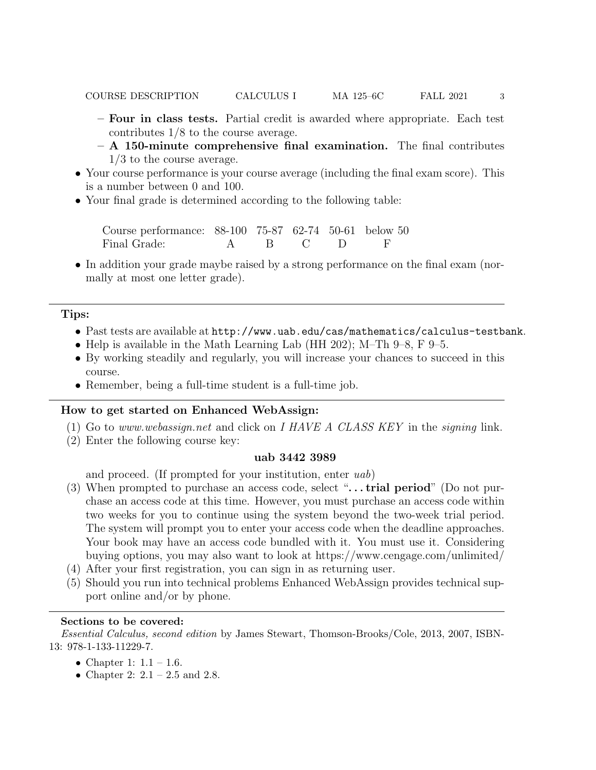- **Four in class tests.** Partial credit is awarded where appropriate. Each test contributes 1/8 to the course average.
  - **A 150-minute comprehensive final examination.** The final contributes 1/3 to the course average.
- Your course performance is your course average (including the final exam score). This is a number between 0 and 100.
- Your final grade is determined according to the following table:

| Course performance: | 88-100 | 75-87 | 62-74 | 50-61 | below 50 |
|---|---|---|---|---|---|
| Final Grade: | A | B | C | D | F |

- In addition your grade maybe raised by a strong performance on the final exam (normally at most one letter grade).

---

**Tips:**

- Past tests are available at `http://www.uab.edu/cas/mathematics/calculus-testbank`.
- Help is available in the Math Learning Lab (HH 202); M–Th 9–8, F 9–5.
- By working steadily and regularly, you will increase your chances to succeed in this course.
- Remember, being a full-time student is a full-time job.

---

**How to get started on Enhanced WebAssign:**

(1) Go to *www.webassign.net* and click on *I HAVE A CLASS KEY* in the *signing* link.

(2) Enter the following course key:

**uab 3442 3989**

and proceed. (If prompted for your institution, enter *uab*)

(3) When prompted to purchase an access code, select "**. . . trial period**" (Do not purchase an access code at this time. However, you must purchase an access code within two weeks for you to continue using the system beyond the two-week trial period. The system will prompt you to enter your access code when the deadline approaches. Your book may have an access code bundled with it. You must use it. Considering buying options, you may also want to look at https://www.cengage.com/unlimited/

(4) After your first registration, you can sign in as returning user.

(5) Should you run into technical problems Enhanced WebAssign provides technical support online and/or by phone.

---

**Sections to be covered:**

*Essential Calculus, second edition* by James Stewart, Thomson-Brooks/Cole, 2013, 2007, ISBN-13: 978-1-133-11229-7.

- Chapter 1: 1.1 – 1.6.
- Chapter 2: 2.1 – 2.5 and 2.8.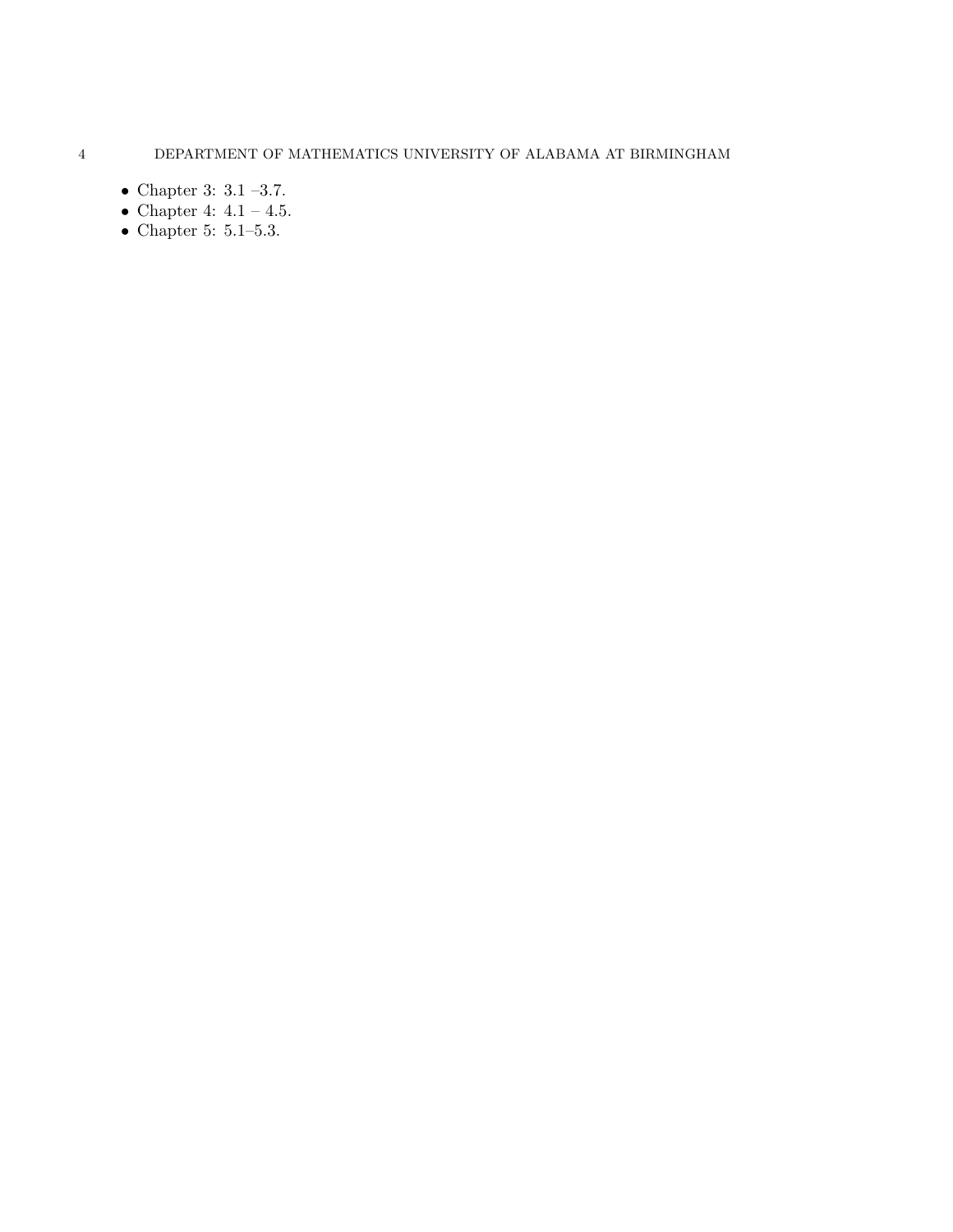- Chapter 3: 3.1 –3.7.
- Chapter 4: 4.1 – 4.5.
- Chapter 5: 5.1–5.3.